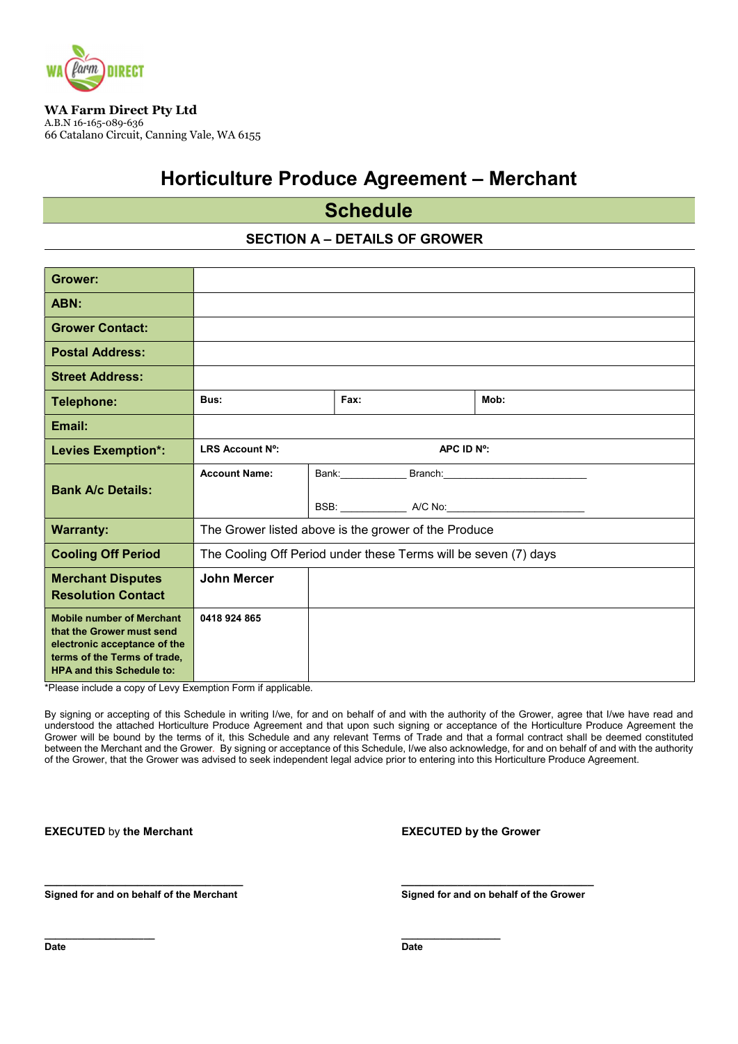**WA Farm Direct Pty Ltd**
A.B.N 16-165-089-636
66 Catalano Circuit, Canning Vale, WA 6155

# Horticulture Produce Agreement – Merchant

## Schedule

### SECTION A – DETAILS OF GROWER

| | | | |
|---|---|---|---|
| **Grower:** | | | |
| **ABN:** | | | |
| **Grower Contact:** | | | |
| **Postal Address:** | | | |
| **Street Address:** | | | |
| **Telephone:** | **Bus:** | **Fax:** | **Mob:** |
| **Email:** | | | |
| **Levies Exemption*:** | **LRS Account Nº:** | **APC ID Nº:** | |
| **Bank A/c Details:** | **Account Name:** | Bank:____________ Branch:__________________________ BSB: ____________ A/C No:__________________________ | |
| **Warranty:** | The Grower listed above is the grower of the Produce | | |
| **Cooling Off Period** | The Cooling Off Period under these Terms will be seven (7) days | | |
| **Merchant Disputes Resolution Contact** | **John Mercer** | | |
| **Mobile number of Merchant that the Grower must send electronic acceptance of the terms of the Terms of trade, HPA and this Schedule to:** | **0418 924 865** | | |

*Please include a copy of Levy Exemption Form if applicable.

By signing or accepting of this Schedule in writing I/we, for and on behalf of and with the authority of the Grower, agree that I/we have read and understood the attached Horticulture Produce Agreement and that upon such signing or acceptance of the Horticulture Produce Agreement the Grower will be bound by the terms of it, this Schedule and any relevant Terms of Trade and that a formal contract shall be deemed constituted between the Merchant and the Grower. By signing or acceptance of this Schedule, I/we also acknowledge, for and on behalf of and with the authority of the Grower, that the Grower was advised to seek independent legal advice prior to entering into this Horticulture Produce Agreement.

**EXECUTED** by **the Merchant**

_________________________________
**Signed for and on behalf of the Merchant**

____________________
**Date**

**EXECUTED by the Grower**

_________________________________
**Signed for and on behalf of the Grower**

__________________
**Date**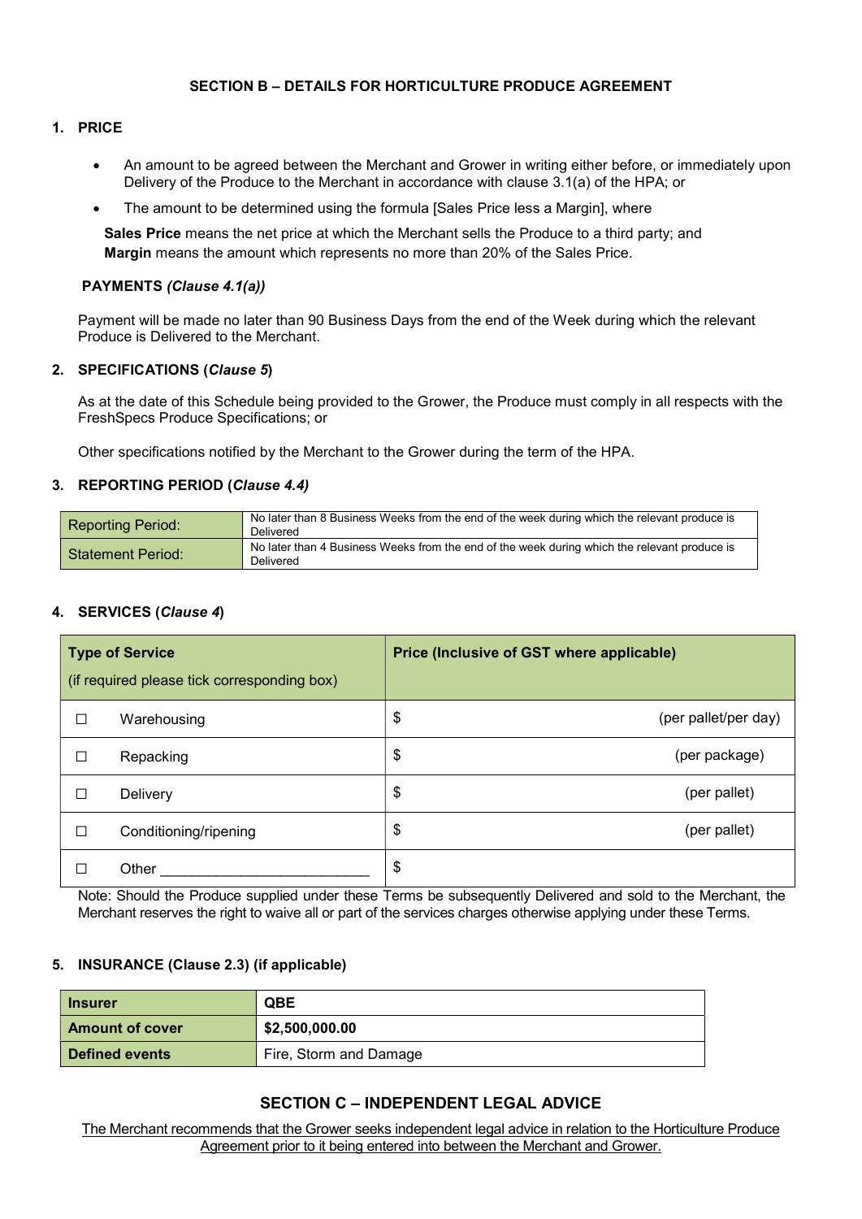## SECTION B – DETAILS FOR HORTICULTURE PRODUCE AGREEMENT

### 1. PRICE

- An amount to be agreed between the Merchant and Grower in writing either before, or immediately upon Delivery of the Produce to the Merchant in accordance with clause 3.1(a) of the HPA; or
- The amount to be determined using the formula [Sales Price less a Margin], where

**Sales Price** means the net price at which the Merchant sells the Produce to a third party; and
**Margin** means the amount which represents no more than 20% of the Sales Price.

**PAYMENTS *(Clause 4.1(a))***

Payment will be made no later than 90 Business Days from the end of the Week during which the relevant Produce is Delivered to the Merchant.

### 2. SPECIFICATIONS (*Clause 5*)

As at the date of this Schedule being provided to the Grower, the Produce must comply in all respects with the FreshSpecs Produce Specifications; or

Other specifications notified by the Merchant to the Grower during the term of the HPA.

### 3. REPORTING PERIOD (*Clause 4.4)*

| | |
|---|---|
| Reporting Period: | No later than 8 Business Weeks from the end of the week during which the relevant produce is Delivered |
| Statement Period: | No later than 4 Business Weeks from the end of the week during which the relevant produce is Delivered |

### 4. SERVICES (*Clause 4*)

| Type of Service (if required please tick corresponding box) | Price (Inclusive of GST where applicable) |
|---|---|
| ☐ Warehousing | $ (per pallet/per day) |
| ☐ Repacking | $ (per package) |
| ☐ Delivery | $ (per pallet) |
| ☐ Conditioning/ripening | $ (per pallet) |
| ☐ Other ___________________________ | $ |

Note: Should the Produce supplied under these Terms be subsequently Delivered and sold to the Merchant, the Merchant reserves the right to waive all or part of the services charges otherwise applying under these Terms.

### 5. INSURANCE (Clause 2.3) (if applicable)

| | |
|---|---|
| **Insurer** | **QBE** |
| **Amount of cover** | **$2,500,000.00** |
| **Defined events** | Fire, Storm and Damage |

## SECTION C – INDEPENDENT LEGAL ADVICE

The Merchant recommends that the Grower seeks independent legal advice in relation to the Horticulture Produce Agreement prior to it being entered into between the Merchant and Grower.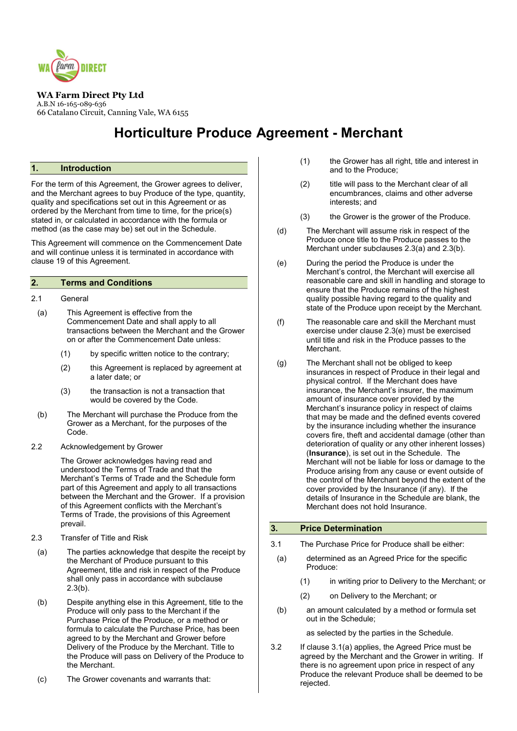**WA Farm Direct Pty Ltd**
A.B.N 16-165-089-636
66 Catalano Circuit, Canning Vale, WA 6155

# Horticulture Produce Agreement - Merchant

## 1. Introduction

For the term of this Agreement, the Grower agrees to deliver, and the Merchant agrees to buy Produce of the type, quantity, quality and specifications set out in this Agreement or as ordered by the Merchant from time to time, for the price(s) stated in, or calculated in accordance with the formula or method (as the case may be) set out in the Schedule.

This Agreement will commence on the Commencement Date and will continue unless it is terminated in accordance with clause 19 of this Agreement.

## 2. Terms and Conditions

2.1 General

(a) This Agreement is effective from the Commencement Date and shall apply to all transactions between the Merchant and the Grower on or after the Commencement Date unless:

(1) by specific written notice to the contrary;

(2) this Agreement is replaced by agreement at a later date; or

(3) the transaction is not a transaction that would be covered by the Code.

(b) The Merchant will purchase the Produce from the Grower as a Merchant, for the purposes of the Code.

2.2 Acknowledgement by Grower

The Grower acknowledges having read and understood the Terms of Trade and that the Merchant's Terms of Trade and the Schedule form part of this Agreement and apply to all transactions between the Merchant and the Grower. If a provision of this Agreement conflicts with the Merchant's Terms of Trade, the provisions of this Agreement prevail.

2.3 Transfer of Title and Risk

(a) The parties acknowledge that despite the receipt by the Merchant of Produce pursuant to this Agreement, title and risk in respect of the Produce shall only pass in accordance with subclause 2.3(b).

(b) Despite anything else in this Agreement, title to the Produce will only pass to the Merchant if the Purchase Price of the Produce, or a method or formula to calculate the Purchase Price, has been agreed to by the Merchant and Grower before Delivery of the Produce by the Merchant. Title to the Produce will pass on Delivery of the Produce to the Merchant.

(c) The Grower covenants and warrants that:

(1) the Grower has all right, title and interest in and to the Produce;

(2) title will pass to the Merchant clear of all encumbrances, claims and other adverse interests; and

(3) the Grower is the grower of the Produce.

(d) The Merchant will assume risk in respect of the Produce once title to the Produce passes to the Merchant under subclauses 2.3(a) and 2.3(b).

(e) During the period the Produce is under the Merchant's control, the Merchant will exercise all reasonable care and skill in handling and storage to ensure that the Produce remains of the highest quality possible having regard to the quality and state of the Produce upon receipt by the Merchant.

(f) The reasonable care and skill the Merchant must exercise under clause 2.3(e) must be exercised until title and risk in the Produce passes to the Merchant.

(g) The Merchant shall not be obliged to keep insurances in respect of Produce in their legal and physical control. If the Merchant does have insurance, the Merchant's insurer, the maximum amount of insurance cover provided by the Merchant's insurance policy in respect of claims that may be made and the defined events covered by the insurance including whether the insurance covers fire, theft and accidental damage (other than deterioration of quality or any other inherent losses) (**Insurance**), is set out in the Schedule. The Merchant will not be liable for loss or damage to the Produce arising from any cause or event outside of the control of the Merchant beyond the extent of the cover provided by the Insurance (if any). If the details of Insurance in the Schedule are blank, the Merchant does not hold Insurance.

## 3. Price Determination

3.1 The Purchase Price for Produce shall be either:

(a) determined as an Agreed Price for the specific Produce:

(1) in writing prior to Delivery to the Merchant; or

(2) on Delivery to the Merchant; or

(b) an amount calculated by a method or formula set out in the Schedule;

as selected by the parties in the Schedule.

3.2 If clause 3.1(a) applies, the Agreed Price must be agreed by the Merchant and the Grower in writing. If there is no agreement upon price in respect of any Produce the relevant Produce shall be deemed to be rejected.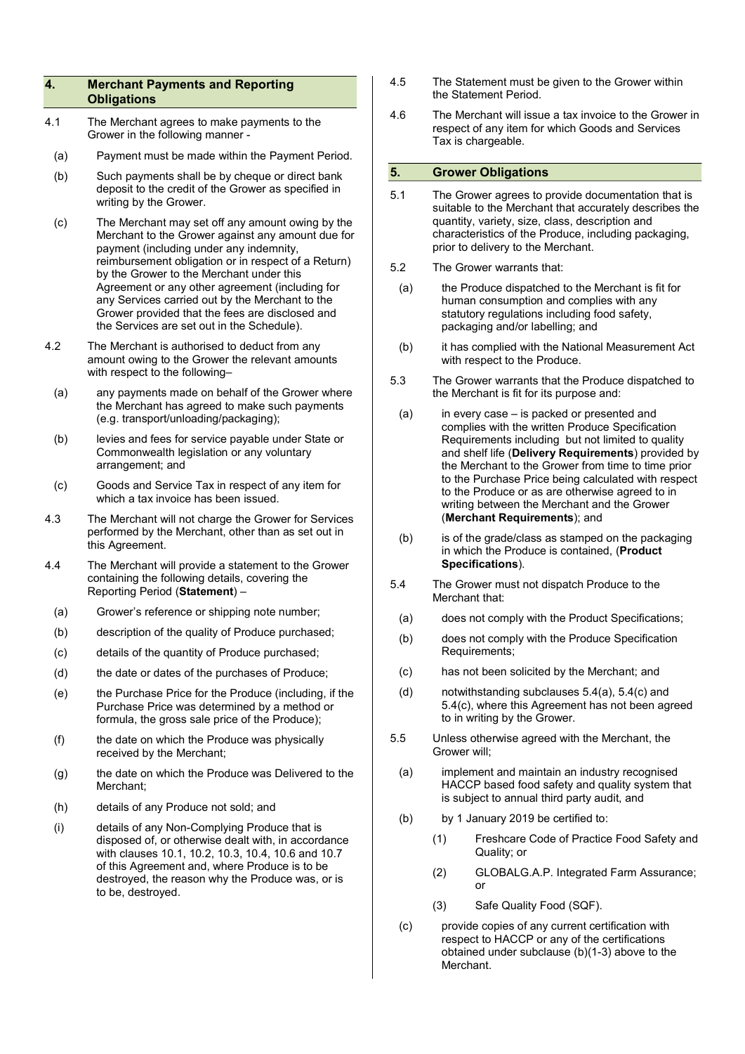## 4. Merchant Payments and Reporting Obligations

4.1 The Merchant agrees to make payments to the Grower in the following manner -

(a) Payment must be made within the Payment Period.

(b) Such payments shall be by cheque or direct bank deposit to the credit of the Grower as specified in writing by the Grower.

(c) The Merchant may set off any amount owing by the Merchant to the Grower against any amount due for payment (including under any indemnity, reimbursement obligation or in respect of a Return) by the Grower to the Merchant under this Agreement or any other agreement (including for any Services carried out by the Merchant to the Grower provided that the fees are disclosed and the Services are set out in the Schedule).

4.2 The Merchant is authorised to deduct from any amount owing to the Grower the relevant amounts with respect to the following–

(a) any payments made on behalf of the Grower where the Merchant has agreed to make such payments (e.g. transport/unloading/packaging);

(b) levies and fees for service payable under State or Commonwealth legislation or any voluntary arrangement; and

(c) Goods and Service Tax in respect of any item for which a tax invoice has been issued.

4.3 The Merchant will not charge the Grower for Services performed by the Merchant, other than as set out in this Agreement.

4.4 The Merchant will provide a statement to the Grower containing the following details, covering the Reporting Period (**Statement**) –

(a) Grower's reference or shipping note number;

(b) description of the quality of Produce purchased;

(c) details of the quantity of Produce purchased;

(d) the date or dates of the purchases of Produce;

(e) the Purchase Price for the Produce (including, if the Purchase Price was determined by a method or formula, the gross sale price of the Produce);

(f) the date on which the Produce was physically received by the Merchant;

(g) the date on which the Produce was Delivered to the Merchant;

(h) details of any Produce not sold; and

(i) details of any Non-Complying Produce that is disposed of, or otherwise dealt with, in accordance with clauses 10.1, 10.2, 10.3, 10.4, 10.6 and 10.7 of this Agreement and, where Produce is to be destroyed, the reason why the Produce was, or is to be, destroyed.

4.5 The Statement must be given to the Grower within the Statement Period.

4.6 The Merchant will issue a tax invoice to the Grower in respect of any item for which Goods and Services Tax is chargeable.

## 5. Grower Obligations

5.1 The Grower agrees to provide documentation that is suitable to the Merchant that accurately describes the quantity, variety, size, class, description and characteristics of the Produce, including packaging, prior to delivery to the Merchant.

5.2 The Grower warrants that:

(a) the Produce dispatched to the Merchant is fit for human consumption and complies with any statutory regulations including food safety, packaging and/or labelling; and

(b) it has complied with the National Measurement Act with respect to the Produce.

5.3 The Grower warrants that the Produce dispatched to the Merchant is fit for its purpose and:

(a) in every case – is packed or presented and complies with the written Produce Specification Requirements including but not limited to quality and shelf life (**Delivery Requirements**) provided by the Merchant to the Grower from time to time prior to the Purchase Price being calculated with respect to the Produce or as are otherwise agreed to in writing between the Merchant and the Grower (**Merchant Requirements**); and

(b) is of the grade/class as stamped on the packaging in which the Produce is contained, (**Product Specifications**).

5.4 The Grower must not dispatch Produce to the Merchant that:

(a) does not comply with the Product Specifications;

(b) does not comply with the Produce Specification Requirements;

(c) has not been solicited by the Merchant; and

(d) notwithstanding subclauses 5.4(a), 5.4(c) and 5.4(c), where this Agreement has not been agreed to in writing by the Grower.

5.5 Unless otherwise agreed with the Merchant, the Grower will;

(a) implement and maintain an industry recognised HACCP based food safety and quality system that is subject to annual third party audit, and

(b) by 1 January 2019 be certified to:

(1) Freshcare Code of Practice Food Safety and Quality; or

(2) GLOBALG.A.P. Integrated Farm Assurance; or

(3) Safe Quality Food (SQF).

(c) provide copies of any current certification with respect to HACCP or any of the certifications obtained under subclause (b)(1-3) above to the Merchant.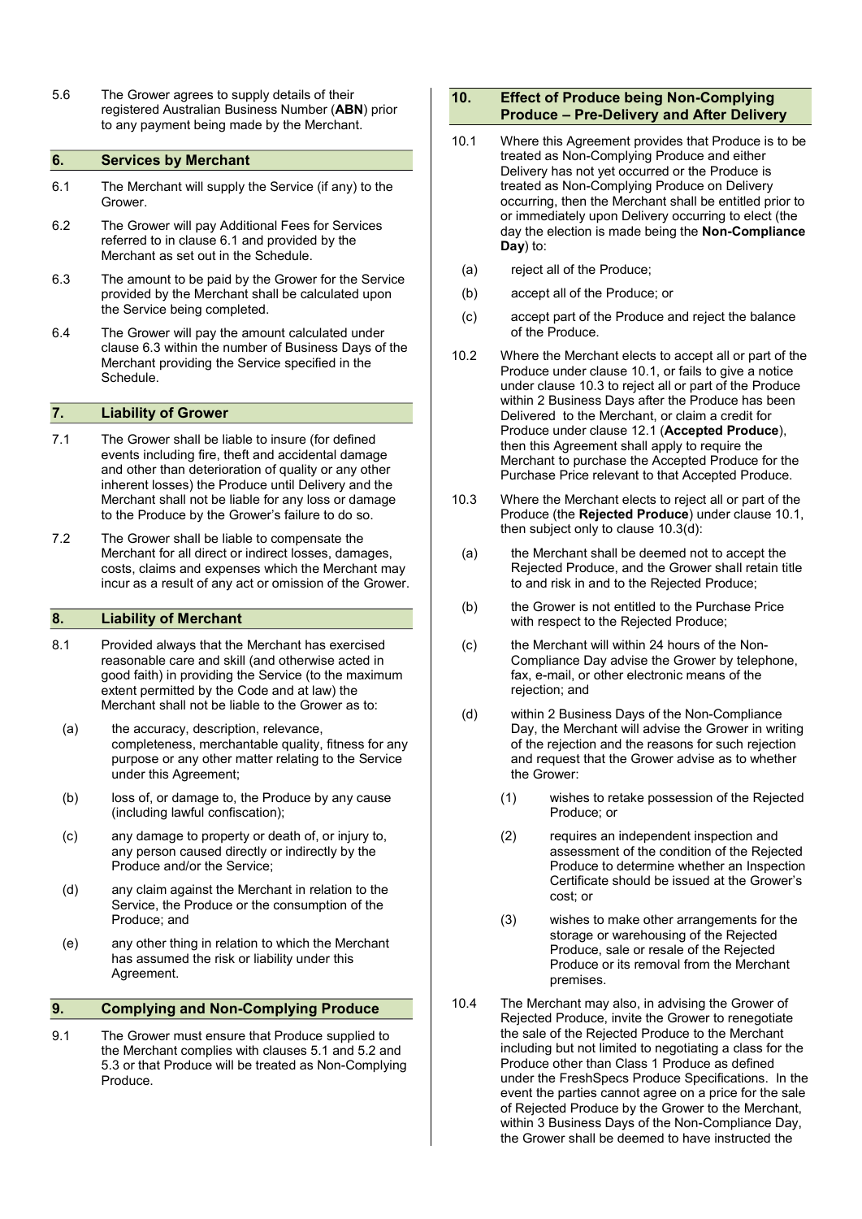5.6 The Grower agrees to supply details of their registered Australian Business Number (**ABN**) prior to any payment being made by the Merchant.

## 6. Services by Merchant

6.1 The Merchant will supply the Service (if any) to the Grower.

6.2 The Grower will pay Additional Fees for Services referred to in clause 6.1 and provided by the Merchant as set out in the Schedule.

6.3 The amount to be paid by the Grower for the Service provided by the Merchant shall be calculated upon the Service being completed.

6.4 The Grower will pay the amount calculated under clause 6.3 within the number of Business Days of the Merchant providing the Service specified in the Schedule.

## 7. Liability of Grower

7.1 The Grower shall be liable to insure (for defined events including fire, theft and accidental damage and other than deterioration of quality or any other inherent losses) the Produce until Delivery and the Merchant shall not be liable for any loss or damage to the Produce by the Grower's failure to do so.

7.2 The Grower shall be liable to compensate the Merchant for all direct or indirect losses, damages, costs, claims and expenses which the Merchant may incur as a result of any act or omission of the Grower.

## 8. Liability of Merchant

8.1 Provided always that the Merchant has exercised reasonable care and skill (and otherwise acted in good faith) in providing the Service (to the maximum extent permitted by the Code and at law) the Merchant shall not be liable to the Grower as to:

(a) the accuracy, description, relevance, completeness, merchantable quality, fitness for any purpose or any other matter relating to the Service under this Agreement;

(b) loss of, or damage to, the Produce by any cause (including lawful confiscation);

(c) any damage to property or death of, or injury to, any person caused directly or indirectly by the Produce and/or the Service;

(d) any claim against the Merchant in relation to the Service, the Produce or the consumption of the Produce; and

(e) any other thing in relation to which the Merchant has assumed the risk or liability under this Agreement.

## 9. Complying and Non-Complying Produce

9.1 The Grower must ensure that Produce supplied to the Merchant complies with clauses 5.1 and 5.2 and 5.3 or that Produce will be treated as Non-Complying Produce.

## 10. Effect of Produce being Non-Complying Produce – Pre-Delivery and After Delivery

10.1 Where this Agreement provides that Produce is to be treated as Non-Complying Produce and either Delivery has not yet occurred or the Produce is treated as Non-Complying Produce on Delivery occurring, then the Merchant shall be entitled prior to or immediately upon Delivery occurring to elect (the day the election is made being the **Non-Compliance Day**) to:

(a) reject all of the Produce;

(b) accept all of the Produce; or

(c) accept part of the Produce and reject the balance of the Produce.

10.2 Where the Merchant elects to accept all or part of the Produce under clause 10.1, or fails to give a notice under clause 10.3 to reject all or part of the Produce within 2 Business Days after the Produce has been Delivered to the Merchant, or claim a credit for Produce under clause 12.1 (**Accepted Produce**), then this Agreement shall apply to require the Merchant to purchase the Accepted Produce for the Purchase Price relevant to that Accepted Produce.

10.3 Where the Merchant elects to reject all or part of the Produce (the **Rejected Produce**) under clause 10.1, then subject only to clause 10.3(d):

(a) the Merchant shall be deemed not to accept the Rejected Produce, and the Grower shall retain title to and risk in and to the Rejected Produce;

(b) the Grower is not entitled to the Purchase Price with respect to the Rejected Produce;

(c) the Merchant will within 24 hours of the Non-Compliance Day advise the Grower by telephone, fax, e-mail, or other electronic means of the rejection; and

(d) within 2 Business Days of the Non-Compliance Day, the Merchant will advise the Grower in writing of the rejection and the reasons for such rejection and request that the Grower advise as to whether the Grower:

(1) wishes to retake possession of the Rejected Produce; or

(2) requires an independent inspection and assessment of the condition of the Rejected Produce to determine whether an Inspection Certificate should be issued at the Grower's cost; or

(3) wishes to make other arrangements for the storage or warehousing of the Rejected Produce, sale or resale of the Rejected Produce or its removal from the Merchant premises.

10.4 The Merchant may also, in advising the Grower of Rejected Produce, invite the Grower to renegotiate the sale of the Rejected Produce to the Merchant including but not limited to negotiating a class for the Produce other than Class 1 Produce as defined under the FreshSpecs Produce Specifications. In the event the parties cannot agree on a price for the sale of Rejected Produce by the Grower to the Merchant, within 3 Business Days of the Non-Compliance Day, the Grower shall be deemed to have instructed the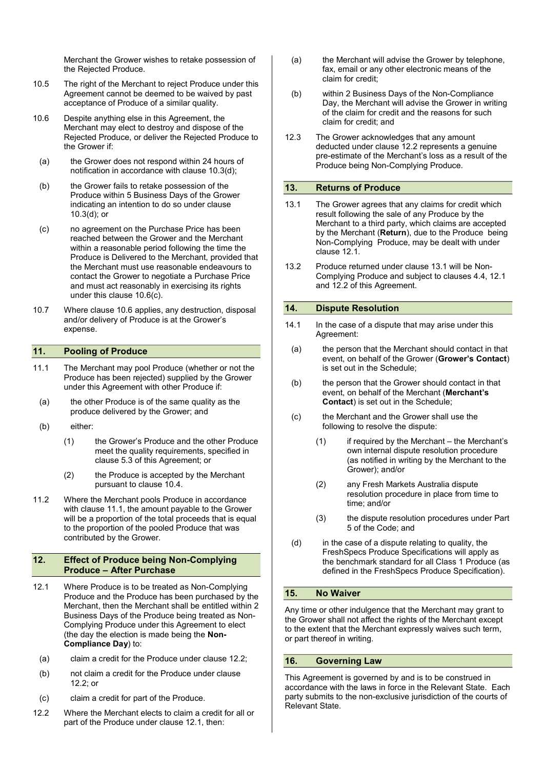Merchant the Grower wishes to retake possession of the Rejected Produce.

10.5 The right of the Merchant to reject Produce under this Agreement cannot be deemed to be waived by past acceptance of Produce of a similar quality.

10.6 Despite anything else in this Agreement, the Merchant may elect to destroy and dispose of the Rejected Produce, or deliver the Rejected Produce to the Grower if:

(a) the Grower does not respond within 24 hours of notification in accordance with clause 10.3(d);

(b) the Grower fails to retake possession of the Produce within 5 Business Days of the Grower indicating an intention to do so under clause 10.3(d); or

(c) no agreement on the Purchase Price has been reached between the Grower and the Merchant within a reasonable period following the time the Produce is Delivered to the Merchant, provided that the Merchant must use reasonable endeavours to contact the Grower to negotiate a Purchase Price and must act reasonably in exercising its rights under this clause 10.6(c).

10.7 Where clause 10.6 applies, any destruction, disposal and/or delivery of Produce is at the Grower's expense.

## 11. Pooling of Produce

11.1 The Merchant may pool Produce (whether or not the Produce has been rejected) supplied by the Grower under this Agreement with other Produce if:

(a) the other Produce is of the same quality as the produce delivered by the Grower; and

(b) either:

(1) the Grower's Produce and the other Produce meet the quality requirements, specified in clause 5.3 of this Agreement; or

(2) the Produce is accepted by the Merchant pursuant to clause 10.4.

11.2 Where the Merchant pools Produce in accordance with clause 11.1, the amount payable to the Grower will be a proportion of the total proceeds that is equal to the proportion of the pooled Produce that was contributed by the Grower.

## 12. Effect of Produce being Non-Complying Produce – After Purchase

12.1 Where Produce is to be treated as Non-Complying Produce and the Produce has been purchased by the Merchant, then the Merchant shall be entitled within 2 Business Days of the Produce being treated as Non-Complying Produce under this Agreement to elect (the day the election is made being the **Non-Compliance Day**) to:

(a) claim a credit for the Produce under clause 12.2;

(b) not claim a credit for the Produce under clause 12.2; or

(c) claim a credit for part of the Produce.

12.2 Where the Merchant elects to claim a credit for all or part of the Produce under clause 12.1, then:

(a) the Merchant will advise the Grower by telephone, fax, email or any other electronic means of the claim for credit;

(b) within 2 Business Days of the Non-Compliance Day, the Merchant will advise the Grower in writing of the claim for credit and the reasons for such claim for credit; and

12.3 The Grower acknowledges that any amount deducted under clause 12.2 represents a genuine pre-estimate of the Merchant's loss as a result of the Produce being Non-Complying Produce.

## 13. Returns of Produce

13.1 The Grower agrees that any claims for credit which result following the sale of any Produce by the Merchant to a third party, which claims are accepted by the Merchant (**Return**), due to the Produce being Non-Complying Produce, may be dealt with under clause 12.1.

13.2 Produce returned under clause 13.1 will be Non-Complying Produce and subject to clauses 4.4, 12.1 and 12.2 of this Agreement.

## 14. Dispute Resolution

14.1 In the case of a dispute that may arise under this Agreement:

(a) the person that the Merchant should contact in that event, on behalf of the Grower (**Grower's Contact**) is set out in the Schedule;

(b) the person that the Grower should contact in that event, on behalf of the Merchant (**Merchant's Contact**) is set out in the Schedule;

(c) the Merchant and the Grower shall use the following to resolve the dispute:

(1) if required by the Merchant – the Merchant's own internal dispute resolution procedure (as notified in writing by the Merchant to the Grower); and/or

(2) any Fresh Markets Australia dispute resolution procedure in place from time to time; and/or

(3) the dispute resolution procedures under Part 5 of the Code; and

(d) in the case of a dispute relating to quality, the FreshSpecs Produce Specifications will apply as the benchmark standard for all Class 1 Produce (as defined in the FreshSpecs Produce Specification).

## 15. No Waiver

Any time or other indulgence that the Merchant may grant to the Grower shall not affect the rights of the Merchant except to the extent that the Merchant expressly waives such term, or part thereof in writing.

## 16. Governing Law

This Agreement is governed by and is to be construed in accordance with the laws in force in the Relevant State. Each party submits to the non-exclusive jurisdiction of the courts of Relevant State.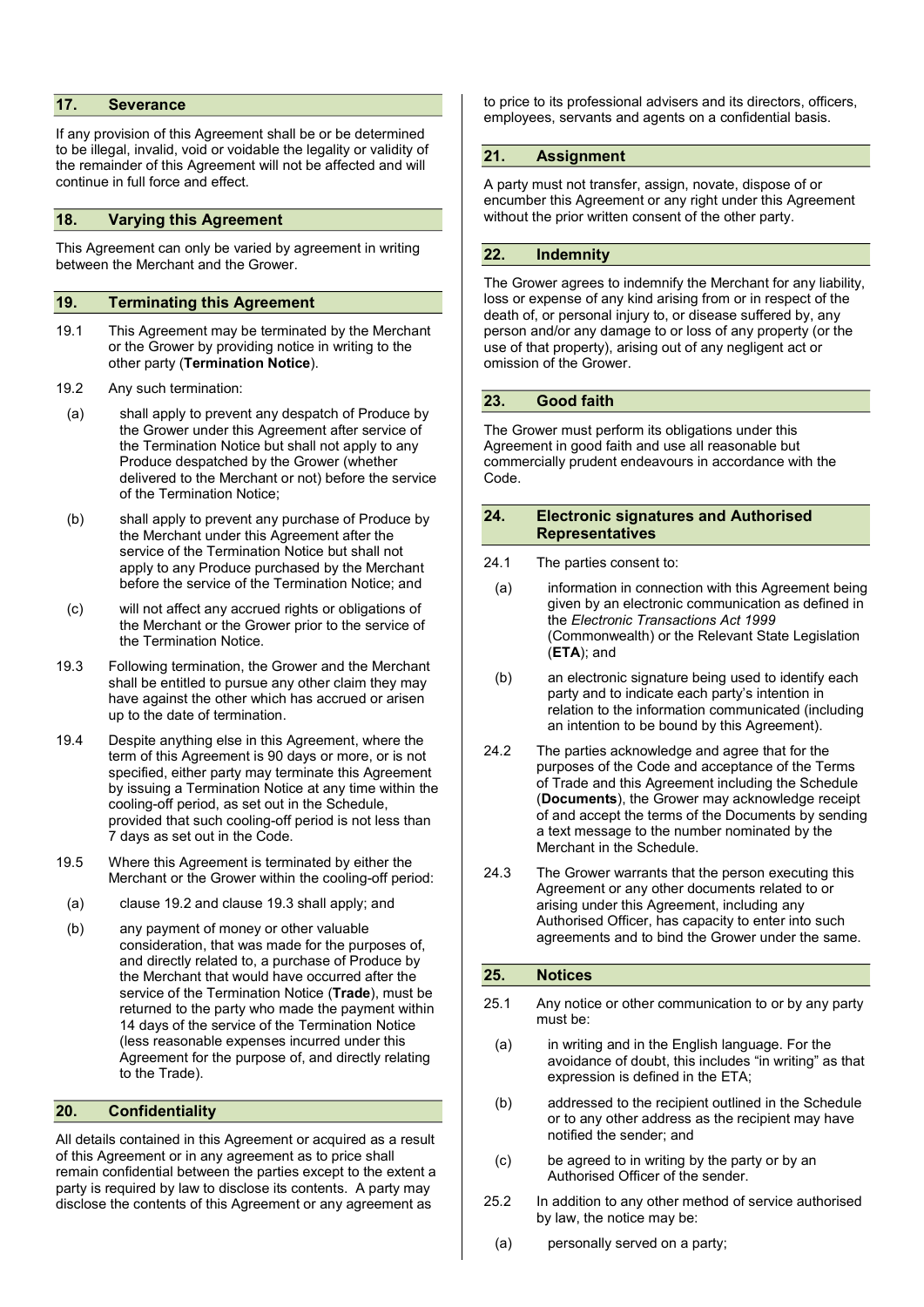## 17. Severance

If any provision of this Agreement shall be or be determined to be illegal, invalid, void or voidable the legality or validity of the remainder of this Agreement will not be affected and will continue in full force and effect.

## 18. Varying this Agreement

This Agreement can only be varied by agreement in writing between the Merchant and the Grower.

## 19. Terminating this Agreement

19.1 This Agreement may be terminated by the Merchant or the Grower by providing notice in writing to the other party (**Termination Notice**).

19.2 Any such termination:

(a) shall apply to prevent any despatch of Produce by the Grower under this Agreement after service of the Termination Notice but shall not apply to any Produce despatched by the Grower (whether delivered to the Merchant or not) before the service of the Termination Notice;

(b) shall apply to prevent any purchase of Produce by the Merchant under this Agreement after the service of the Termination Notice but shall not apply to any Produce purchased by the Merchant before the service of the Termination Notice; and

(c) will not affect any accrued rights or obligations of the Merchant or the Grower prior to the service of the Termination Notice.

19.3 Following termination, the Grower and the Merchant shall be entitled to pursue any other claim they may have against the other which has accrued or arisen up to the date of termination.

19.4 Despite anything else in this Agreement, where the term of this Agreement is 90 days or more, or is not specified, either party may terminate this Agreement by issuing a Termination Notice at any time within the cooling-off period, as set out in the Schedule, provided that such cooling-off period is not less than 7 days as set out in the Code.

19.5 Where this Agreement is terminated by either the Merchant or the Grower within the cooling-off period:

(a) clause 19.2 and clause 19.3 shall apply; and

(b) any payment of money or other valuable consideration, that was made for the purposes of, and directly related to, a purchase of Produce by the Merchant that would have occurred after the service of the Termination Notice (**Trade**), must be returned to the party who made the payment within 14 days of the service of the Termination Notice (less reasonable expenses incurred under this Agreement for the purpose of, and directly relating to the Trade).

## 20. Confidentiality

All details contained in this Agreement or acquired as a result of this Agreement or in any agreement as to price shall remain confidential between the parties except to the extent a party is required by law to disclose its contents. A party may disclose the contents of this Agreement or any agreement as to price to its professional advisers and its directors, officers, employees, servants and agents on a confidential basis.

## 21. Assignment

A party must not transfer, assign, novate, dispose of or encumber this Agreement or any right under this Agreement without the prior written consent of the other party.

## 22. Indemnity

The Grower agrees to indemnify the Merchant for any liability, loss or expense of any kind arising from or in respect of the death of, or personal injury to, or disease suffered by, any person and/or any damage to or loss of any property (or the use of that property), arising out of any negligent act or omission of the Grower.

## 23. Good faith

The Grower must perform its obligations under this Agreement in good faith and use all reasonable but commercially prudent endeavours in accordance with the Code.

## 24. Electronic signatures and Authorised Representatives

24.1 The parties consent to:

(a) information in connection with this Agreement being given by an electronic communication as defined in the *Electronic Transactions Act 1999* (Commonwealth) or the Relevant State Legislation (**ETA**); and

(b) an electronic signature being used to identify each party and to indicate each party's intention in relation to the information communicated (including an intention to be bound by this Agreement).

24.2 The parties acknowledge and agree that for the purposes of the Code and acceptance of the Terms of Trade and this Agreement including the Schedule (**Documents**), the Grower may acknowledge receipt of and accept the terms of the Documents by sending a text message to the number nominated by the Merchant in the Schedule.

24.3 The Grower warrants that the person executing this Agreement or any other documents related to or arising under this Agreement, including any Authorised Officer, has capacity to enter into such agreements and to bind the Grower under the same.

## 25. Notices

25.1 Any notice or other communication to or by any party must be:

(a) in writing and in the English language. For the avoidance of doubt, this includes "in writing" as that expression is defined in the ETA;

(b) addressed to the recipient outlined in the Schedule or to any other address as the recipient may have notified the sender; and

(c) be agreed to in writing by the party or by an Authorised Officer of the sender.

25.2 In addition to any other method of service authorised by law, the notice may be:

(a) personally served on a party;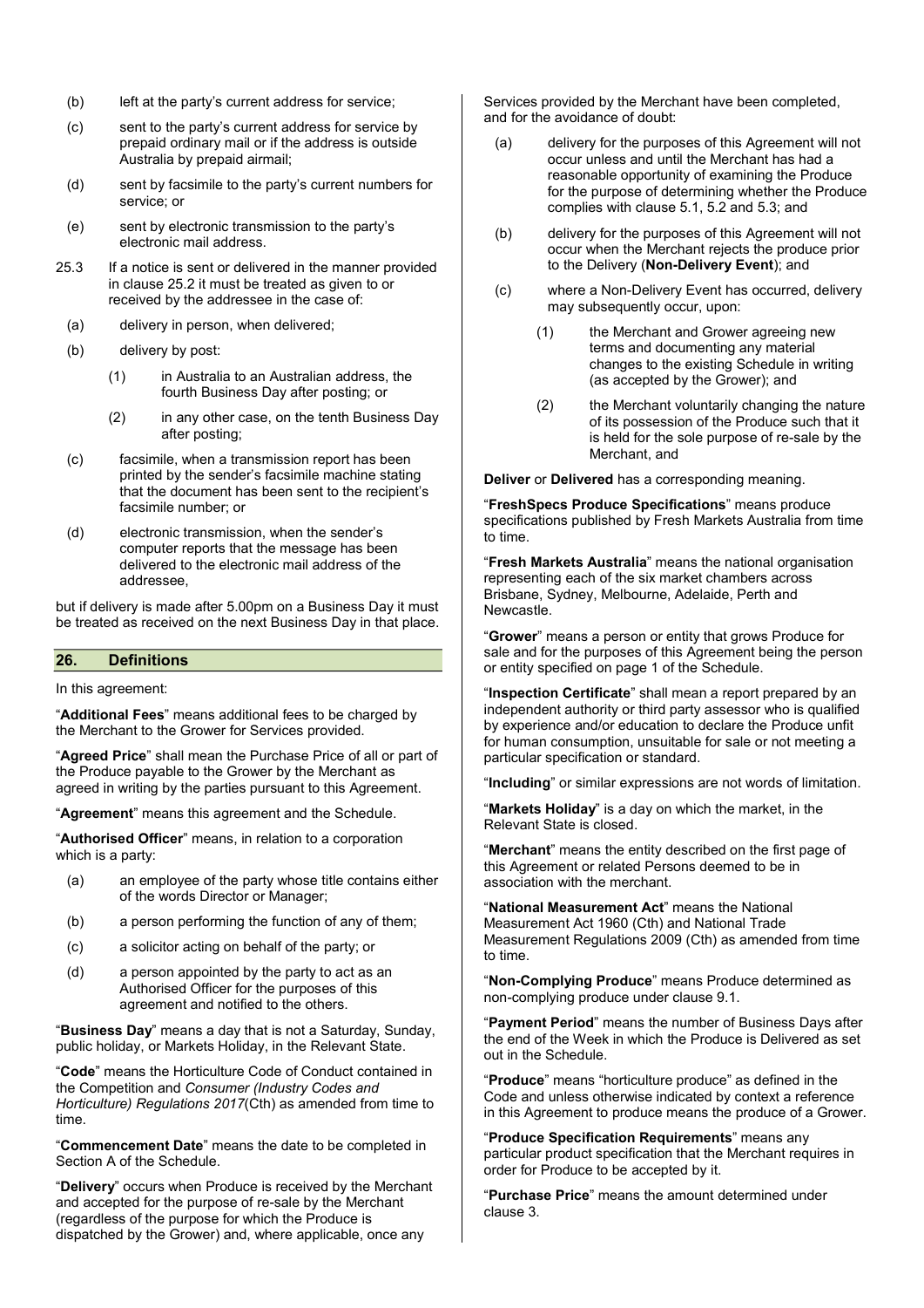(b) left at the party's current address for service;

(c) sent to the party's current address for service by prepaid ordinary mail or if the address is outside Australia by prepaid airmail;

(d) sent by facsimile to the party's current numbers for service; or

(e) sent by electronic transmission to the party's electronic mail address.

25.3 If a notice is sent or delivered in the manner provided in clause 25.2 it must be treated as given to or received by the addressee in the case of:

(a) delivery in person, when delivered;

(b) delivery by post:

(1) in Australia to an Australian address, the fourth Business Day after posting; or

(2) in any other case, on the tenth Business Day after posting;

(c) facsimile, when a transmission report has been printed by the sender's facsimile machine stating that the document has been sent to the recipient's facsimile number; or

(d) electronic transmission, when the sender's computer reports that the message has been delivered to the electronic mail address of the addressee,

but if delivery is made after 5.00pm on a Business Day it must be treated as received on the next Business Day in that place.

## 26. Definitions

In this agreement:

"**Additional Fees**" means additional fees to be charged by the Merchant to the Grower for Services provided.

"**Agreed Price**" shall mean the Purchase Price of all or part of the Produce payable to the Grower by the Merchant as agreed in writing by the parties pursuant to this Agreement.

"**Agreement**" means this agreement and the Schedule.

"**Authorised Officer**" means, in relation to a corporation which is a party:

(a) an employee of the party whose title contains either of the words Director or Manager;

(b) a person performing the function of any of them;

(c) a solicitor acting on behalf of the party; or

(d) a person appointed by the party to act as an Authorised Officer for the purposes of this agreement and notified to the others.

"**Business Day**" means a day that is not a Saturday, Sunday, public holiday, or Markets Holiday, in the Relevant State.

"**Code**" means the Horticulture Code of Conduct contained in the Competition and *Consumer (Industry Codes and Horticulture) Regulations 2017*(Cth) as amended from time to time.

"**Commencement Date**" means the date to be completed in Section A of the Schedule.

"**Delivery**" occurs when Produce is received by the Merchant and accepted for the purpose of re-sale by the Merchant (regardless of the purpose for which the Produce is dispatched by the Grower) and, where applicable, once any Services provided by the Merchant have been completed, and for the avoidance of doubt:

(a) delivery for the purposes of this Agreement will not occur unless and until the Merchant has had a reasonable opportunity of examining the Produce for the purpose of determining whether the Produce complies with clause 5.1, 5.2 and 5.3; and

(b) delivery for the purposes of this Agreement will not occur when the Merchant rejects the produce prior to the Delivery (**Non-Delivery Event**); and

(c) where a Non-Delivery Event has occurred, delivery may subsequently occur, upon:

(1) the Merchant and Grower agreeing new terms and documenting any material changes to the existing Schedule in writing (as accepted by the Grower); and

(2) the Merchant voluntarily changing the nature of its possession of the Produce such that it is held for the sole purpose of re-sale by the Merchant, and

**Deliver** or **Delivered** has a corresponding meaning.

"**FreshSpecs Produce Specifications**" means produce specifications published by Fresh Markets Australia from time to time.

"**Fresh Markets Australia**" means the national organisation representing each of the six market chambers across Brisbane, Sydney, Melbourne, Adelaide, Perth and Newcastle.

"**Grower**" means a person or entity that grows Produce for sale and for the purposes of this Agreement being the person or entity specified on page 1 of the Schedule.

"**Inspection Certificate**" shall mean a report prepared by an independent authority or third party assessor who is qualified by experience and/or education to declare the Produce unfit for human consumption, unsuitable for sale or not meeting a particular specification or standard.

"**Including**" or similar expressions are not words of limitation.

"**Markets Holiday**" is a day on which the market, in the Relevant State is closed.

"**Merchant**" means the entity described on the first page of this Agreement or related Persons deemed to be in association with the merchant.

"**National Measurement Act**" means the National Measurement Act 1960 (Cth) and National Trade Measurement Regulations 2009 (Cth) as amended from time to time.

"**Non-Complying Produce**" means Produce determined as non-complying produce under clause 9.1.

"**Payment Period**" means the number of Business Days after the end of the Week in which the Produce is Delivered as set out in the Schedule.

"**Produce**" means "horticulture produce" as defined in the Code and unless otherwise indicated by context a reference in this Agreement to produce means the produce of a Grower.

"**Produce Specification Requirements**" means any particular product specification that the Merchant requires in order for Produce to be accepted by it.

"**Purchase Price**" means the amount determined under clause 3.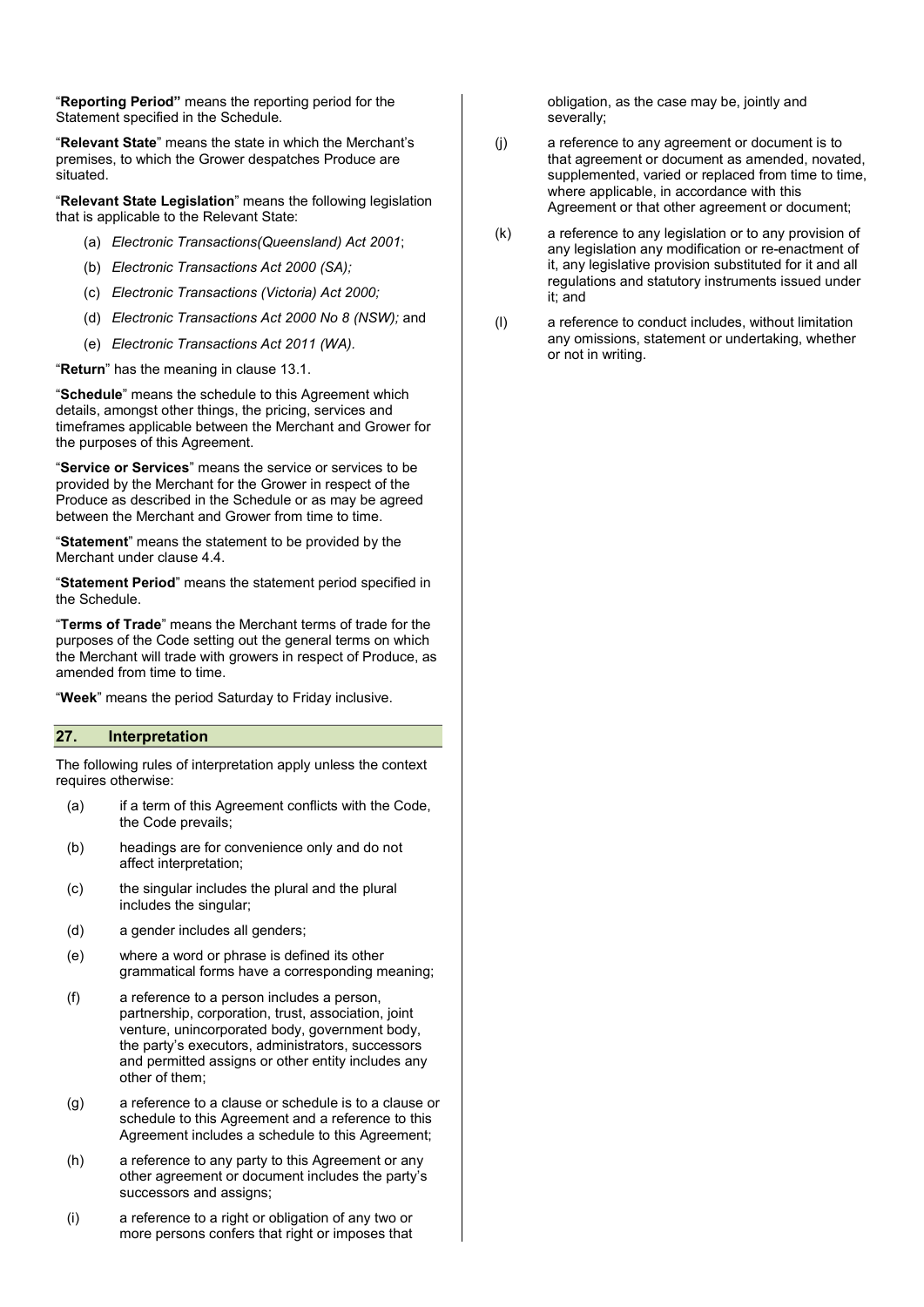"**Reporting Period"** means the reporting period for the Statement specified in the Schedule.

"**Relevant State**" means the state in which the Merchant's premises, to which the Grower despatches Produce are situated.

"**Relevant State Legislation**" means the following legislation that is applicable to the Relevant State:

(a) *Electronic Transactions(Queensland) Act 2001*;

(b) *Electronic Transactions Act 2000 (SA);*

(c) *Electronic Transactions (Victoria) Act 2000;*

(d) *Electronic Transactions Act 2000 No 8 (NSW);* and

(e) *Electronic Transactions Act 2011 (WA).*

"**Return**" has the meaning in clause 13.1.

"**Schedule**" means the schedule to this Agreement which details, amongst other things, the pricing, services and timeframes applicable between the Merchant and Grower for the purposes of this Agreement.

"**Service or Services**" means the service or services to be provided by the Merchant for the Grower in respect of the Produce as described in the Schedule or as may be agreed between the Merchant and Grower from time to time.

"**Statement**" means the statement to be provided by the Merchant under clause 4.4.

"**Statement Period**" means the statement period specified in the Schedule.

"**Terms of Trade**" means the Merchant terms of trade for the purposes of the Code setting out the general terms on which the Merchant will trade with growers in respect of Produce, as amended from time to time.

"**Week**" means the period Saturday to Friday inclusive.

## 27. Interpretation

The following rules of interpretation apply unless the context requires otherwise:

(a) if a term of this Agreement conflicts with the Code, the Code prevails;

(b) headings are for convenience only and do not affect interpretation;

(c) the singular includes the plural and the plural includes the singular;

(d) a gender includes all genders;

(e) where a word or phrase is defined its other grammatical forms have a corresponding meaning;

(f) a reference to a person includes a person, partnership, corporation, trust, association, joint venture, unincorporated body, government body, the party's executors, administrators, successors and permitted assigns or other entity includes any other of them;

(g) a reference to a clause or schedule is to a clause or schedule to this Agreement and a reference to this Agreement includes a schedule to this Agreement;

(h) a reference to any party to this Agreement or any other agreement or document includes the party's successors and assigns;

(i) a reference to a right or obligation of any two or more persons confers that right or imposes that obligation, as the case may be, jointly and severally;

(j) a reference to any agreement or document is to that agreement or document as amended, novated, supplemented, varied or replaced from time to time, where applicable, in accordance with this Agreement or that other agreement or document;

(k) a reference to any legislation or to any provision of any legislation any modification or re-enactment of it, any legislative provision substituted for it and all regulations and statutory instruments issued under it; and

(l) a reference to conduct includes, without limitation any omissions, statement or undertaking, whether or not in writing.